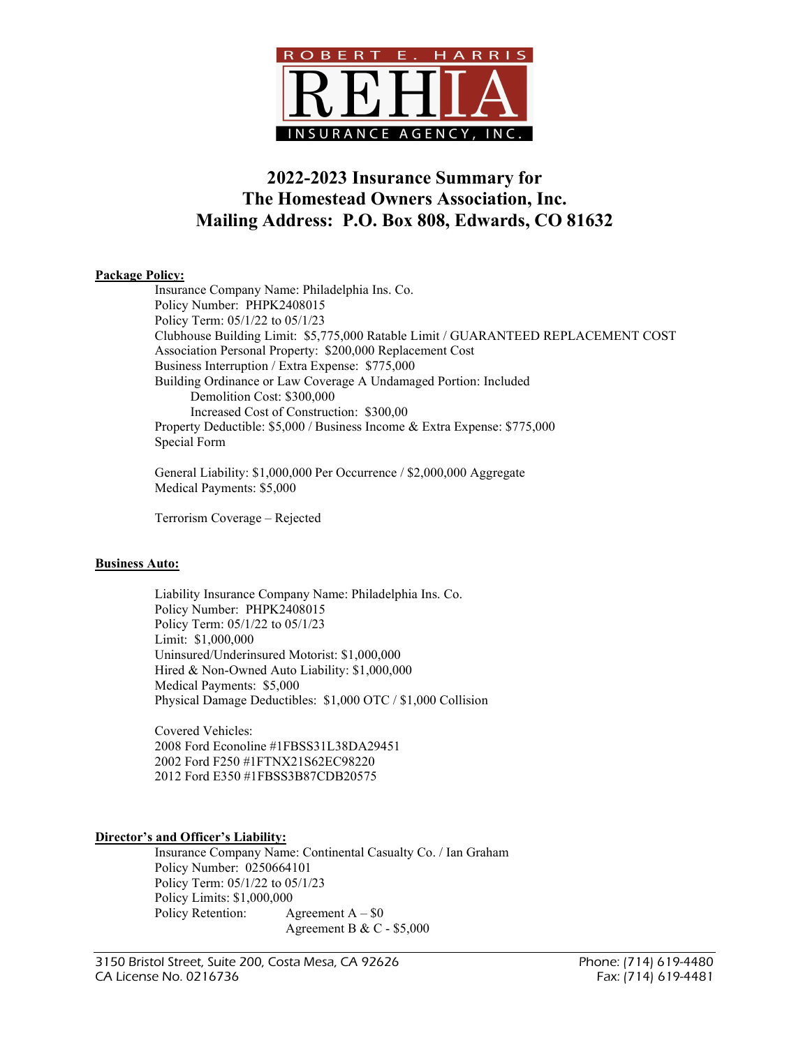ROBERT E. HARRIS

REHIA

INSURANCE AGENCY, INC.

# 2022-2023 Insurance Summary for The Homestead Owners Association, Inc.
# Mailing Address: P.O. Box 808, Edwards, CO 81632

**Package Policy:**

Insurance Company Name: Philadelphia Ins. Co.
Policy Number: PHPK2408015
Policy Term: 05/1/22 to 05/1/23
Clubhouse Building Limit: $5,775,000 Ratable Limit / GUARANTEED REPLACEMENT COST
Association Personal Property: $200,000 Replacement Cost
Business Interruption / Extra Expense: $775,000
Building Ordinance or Law Coverage A Undamaged Portion: Included
  Demolition Cost: $300,000
  Increased Cost of Construction: $300,00
Property Deductible: $5,000 / Business Income & Extra Expense: $775,000
Special Form

General Liability: $1,000,000 Per Occurrence / $2,000,000 Aggregate
Medical Payments: $5,000

Terrorism Coverage – Rejected

**Business Auto:**

Liability Insurance Company Name: Philadelphia Ins. Co.
Policy Number: PHPK2408015
Policy Term: 05/1/22 to 05/1/23
Limit: $1,000,000
Uninsured/Underinsured Motorist: $1,000,000
Hired & Non-Owned Auto Liability: $1,000,000
Medical Payments: $5,000
Physical Damage Deductibles: $1,000 OTC / $1,000 Collision

Covered Vehicles:
2008 Ford Econoline #1FBSS31L38DA29451
2002 Ford F250 #1FTNX21S62EC98220
2012 Ford E350 #1FBSS3B87CDB20575

**Director's and Officer's Liability:**

Insurance Company Name: Continental Casualty Co. / Ian Graham
Policy Number: 0250664101
Policy Term: 05/1/22 to 05/1/23
Policy Limits: $1,000,000
Policy Retention: Agreement A – $0
  Agreement B & C - $5,000

3150 Bristol Street, Suite 200, Costa Mesa, CA 92626 Phone: (714) 619-4480
CA License No. 0216736 Fax: (714) 619-4481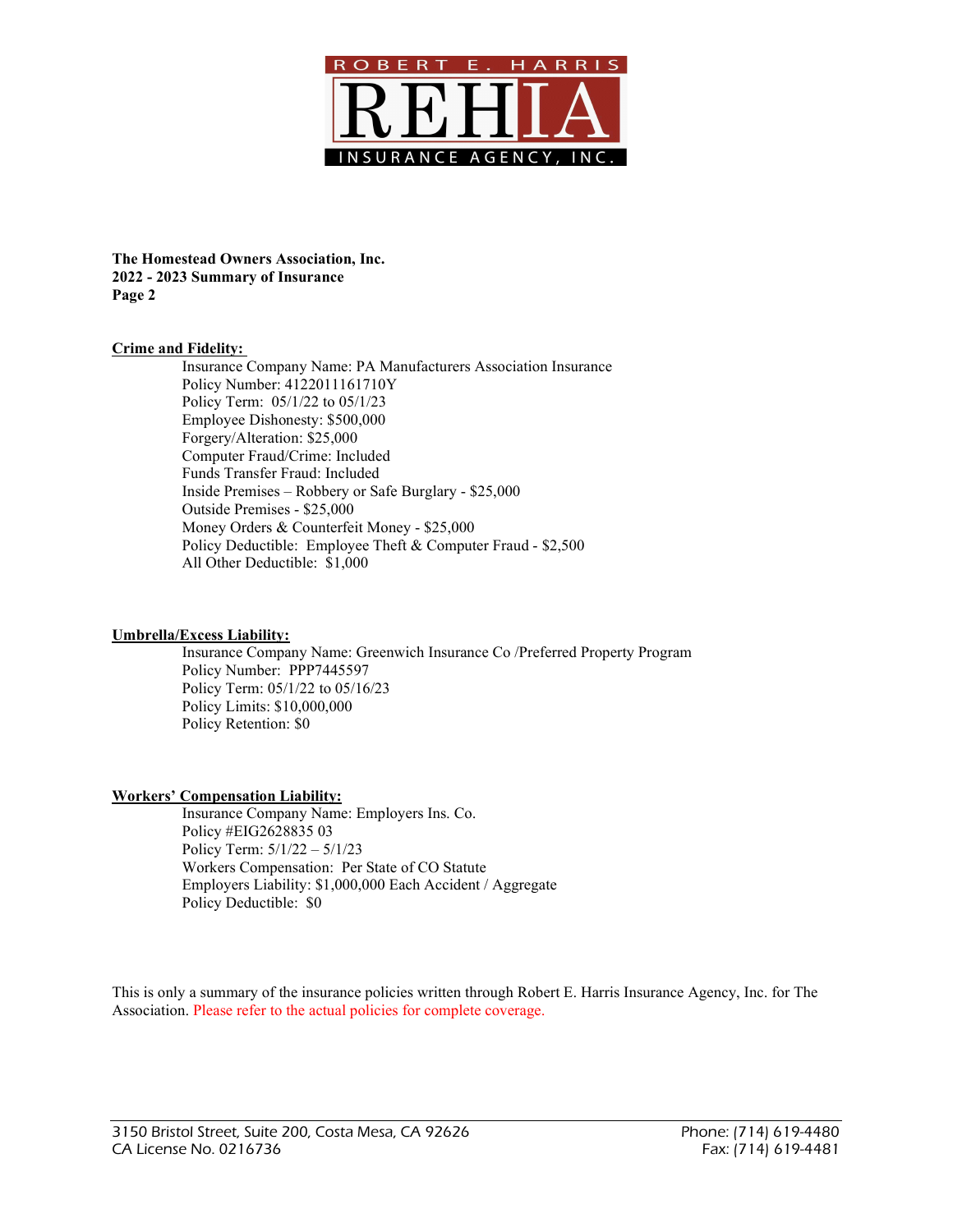**The Homestead Owners Association, Inc.**
**2022 - 2023 Summary of Insurance**
**Page 2**

## Crime and Fidelity:

Insurance Company Name: PA Manufacturers Association Insurance
Policy Number: 4122011161710Y
Policy Term: 05/1/22 to 05/1/23
Employee Dishonesty: $500,000
Forgery/Alteration: $25,000
Computer Fraud/Crime: Included
Funds Transfer Fraud: Included
Inside Premises – Robbery or Safe Burglary - $25,000
Outside Premises - $25,000
Money Orders & Counterfeit Money - $25,000
Policy Deductible: Employee Theft & Computer Fraud - $2,500
All Other Deductible: $1,000

## Umbrella/Excess Liability:

Insurance Company Name: Greenwich Insurance Co /Preferred Property Program
Policy Number: PPP7445597
Policy Term: 05/1/22 to 05/16/23
Policy Limits: $10,000,000
Policy Retention: $0

## Workers' Compensation Liability:

Insurance Company Name: Employers Ins. Co.
Policy #EIG2628835 03
Policy Term: 5/1/22 – 5/1/23
Workers Compensation: Per State of CO Statute
Employers Liability: $1,000,000 Each Accident / Aggregate
Policy Deductible: $0

This is only a summary of the insurance policies written through Robert E. Harris Insurance Agency, Inc. for The Association. Please refer to the actual policies for complete coverage.